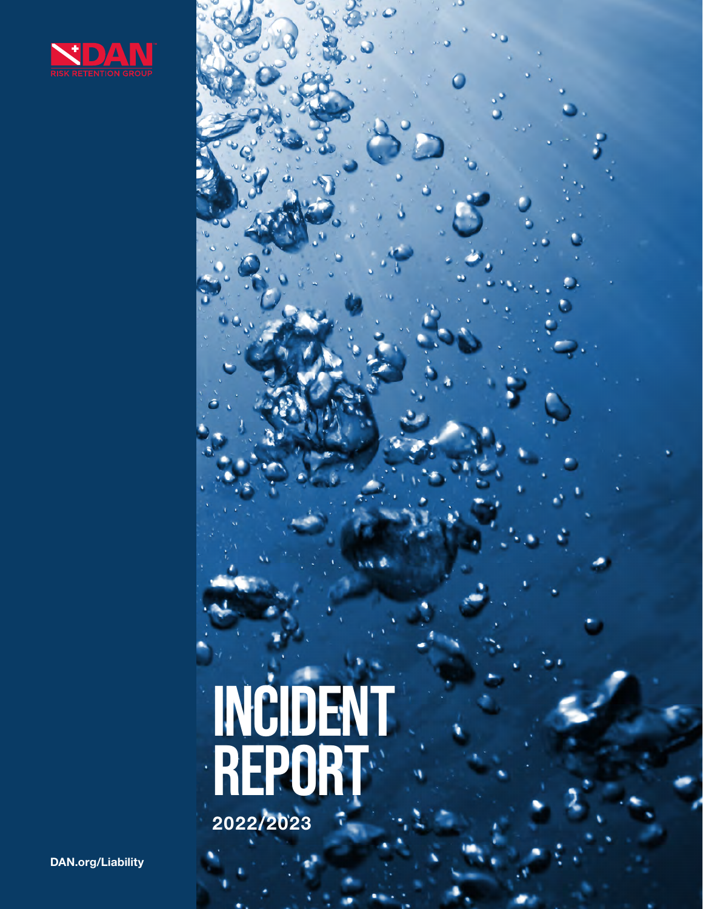DAN

RISK RETENTION GROUP

# INCIDENT REPORT

2022/2023

DAN.org/Liability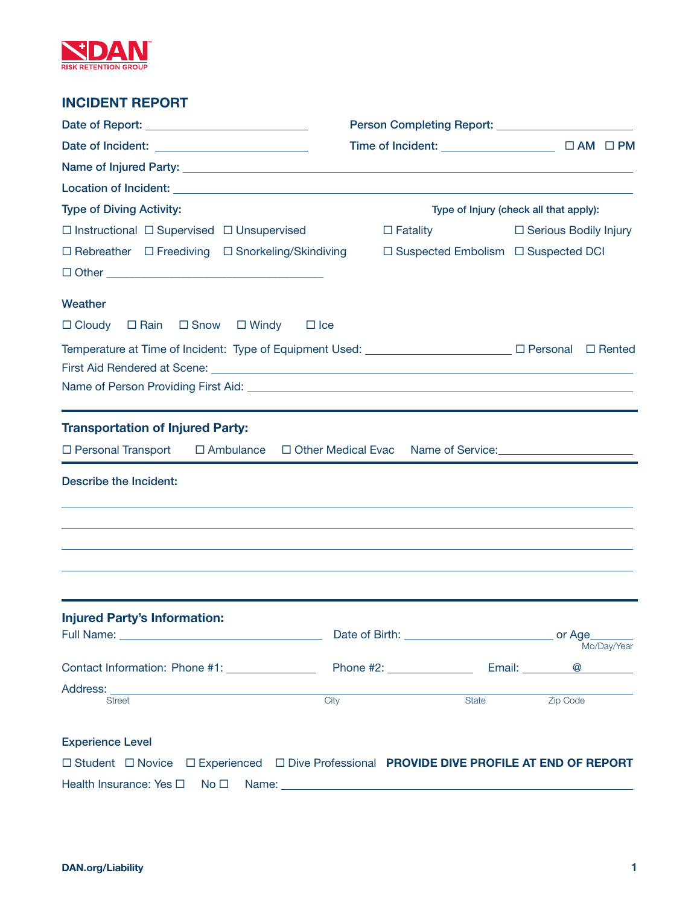DAN RISK RETENTION GROUP

## INCIDENT REPORT

Date of Report: ______________________ Person Completing Report: ______________________

Date of Incident: ______________________ Time of Incident: ________________ ☐ AM ☐ PM

Name of Injured Party: ______________________________________________

Location of Incident: ______________________________________________

**Type of Diving Activity:**

☐ Instructional ☐ Supervised ☐ Unsupervised

☐ Rebreather ☐ Freediving ☐ Snorkeling/Skindiving

☐ Other ______________________________

**Type of Injury (check all that apply):**

☐ Fatality ☐ Serious Bodily Injury

☐ Suspected Embolism ☐ Suspected DCI

**Weather**

☐ Cloudy ☐ Rain ☐ Snow ☐ Windy ☐ Ice

Temperature at Time of Incident: Type of Equipment Used: ______________________ ☐ Personal ☐ Rented

First Aid Rendered at Scene: ______________________________________________

Name of Person Providing First Aid: ______________________________________________

---

**Transportation of Injured Party:**

☐ Personal Transport ☐ Ambulance ☐ Other Medical Evac Name of Service: ______________________

---

**Describe the Incident:**

______________________________________________

______________________________________________

______________________________________________

______________________________________________

---

**Injured Party's Information:**

Full Name: ______________________ Date of Birth: ______________________ (Mo/Day/Year) or Age______

Contact Information: Phone #1: ______________ Phone #2: ______________ Email: ________@________

Address: ______________________________________________
Street City State Zip Code

**Experience Level**

☐ Student ☐ Novice ☐ Experienced ☐ Dive Professional **PROVIDE DIVE PROFILE AT END OF REPORT**

Health Insurance: Yes ☐ No ☐ Name: ______________________________________________

DAN.org/Liability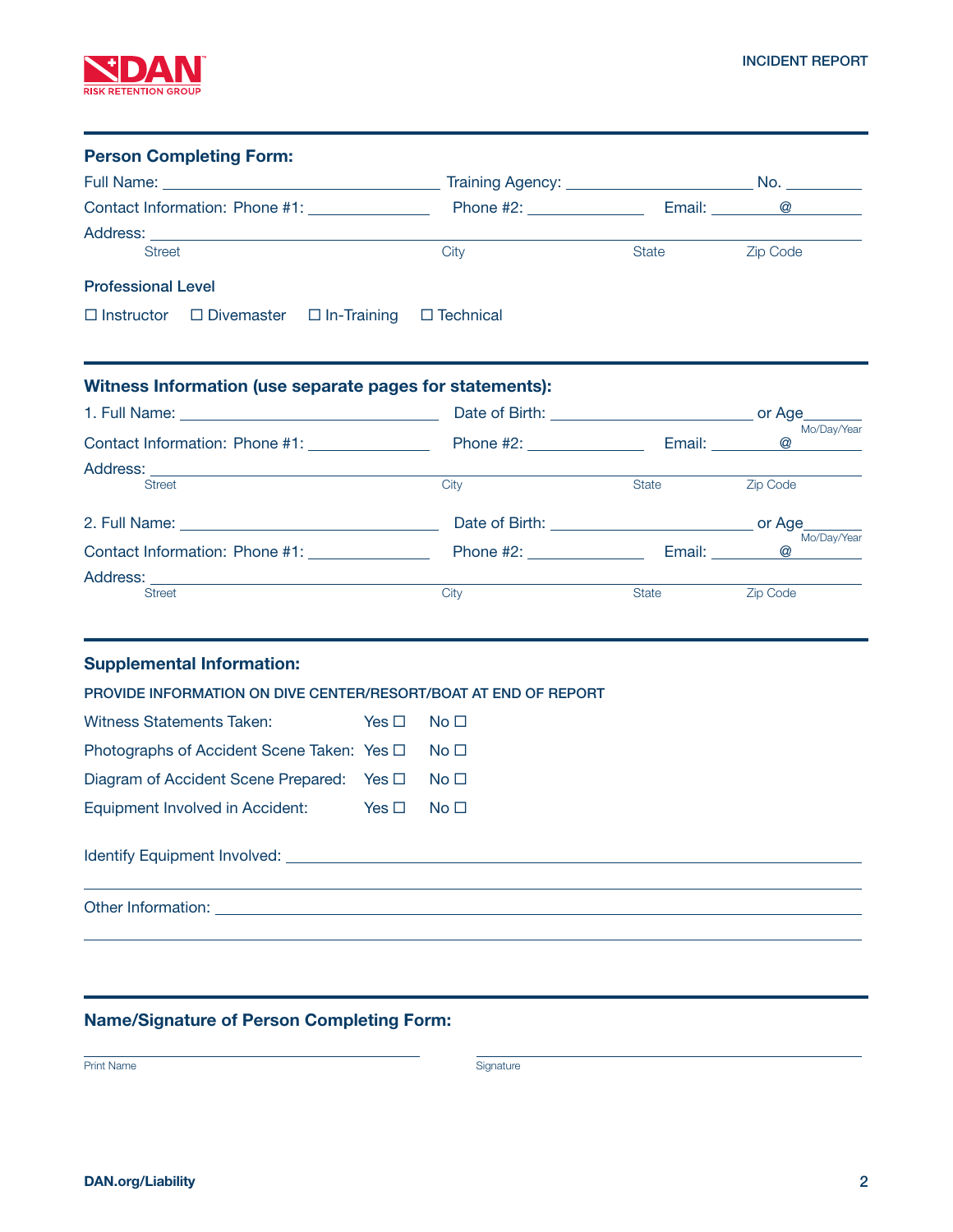## Person Completing Form:

Full Name: ______________________________ Training Agency: ____________________ No. ________

Contact Information: Phone #1: ______________ Phone #2: ______________ Email: ________@________

Address: ______________________________________________________________________

Street City State Zip Code

### Professional Level

☐ Instructor ☐ Divemaster ☐ In-Training ☐ Technical

## Witness Information (use separate pages for statements):

1. Full Name: ______________________________ Date of Birth: ____________________ or Age______
Mo/Day/Year

Contact Information: Phone #1: ______________ Phone #2: ______________ Email: ________@________

Address: ______________________________________________________________________

Street City State Zip Code

2. Full Name: ______________________________ Date of Birth: ____________________ or Age______
Mo/Day/Year

Contact Information: Phone #1: ______________ Phone #2: ______________ Email: ________@________

Address: ______________________________________________________________________

Street City State Zip Code

## Supplemental Information:

PROVIDE INFORMATION ON DIVE CENTER/RESORT/BOAT AT END OF REPORT

Witness Statements Taken: Yes ☐ No ☐

Photographs of Accident Scene Taken: Yes ☐ No ☐

Diagram of Accident Scene Prepared: Yes ☐ No ☐

Equipment Involved in Accident: Yes ☐ No ☐

Identify Equipment Involved: ______________________________________________________________

______________________________________________________________________________

Other Information: ______________________________________________________________________

______________________________________________________________________________

## Name/Signature of Person Completing Form:

______________________________ ______________________________

Print Name Signature

DAN.org/Liability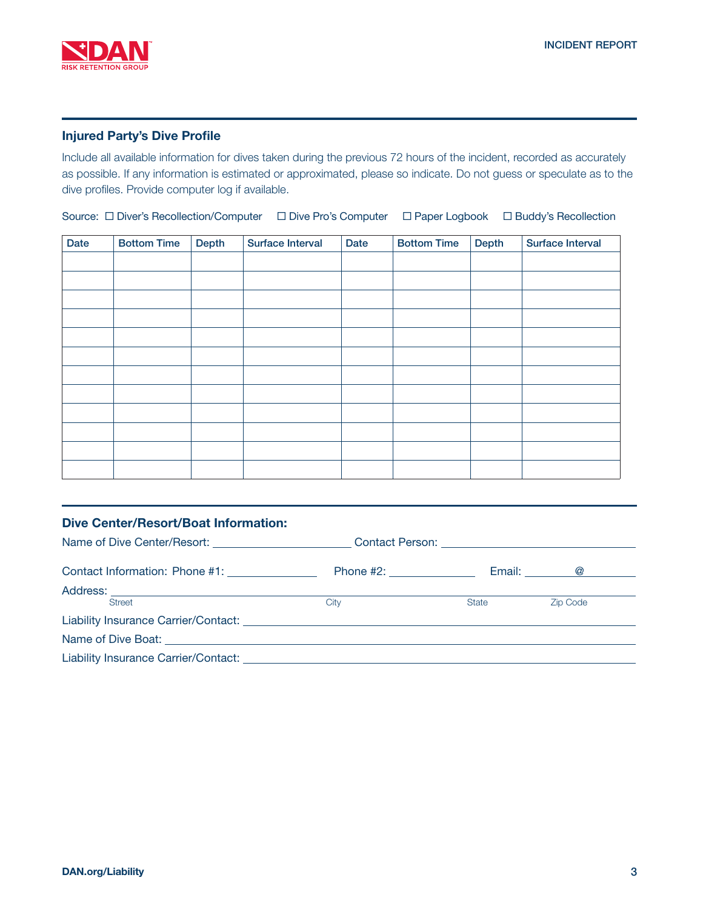## Injured Party's Dive Profile

Include all available information for dives taken during the previous 72 hours of the incident, recorded as accurately as possible. If any information is estimated or approximated, please so indicate. Do not guess or speculate as to the dive profiles. Provide computer log if available.

Source: ☐ Diver's Recollection/Computer ☐ Dive Pro's Computer ☐ Paper Logbook ☐ Buddy's Recollection

| Date | Bottom Time | Depth | Surface Interval | Date | Bottom Time | Depth | Surface Interval |
|---|---|---|---|---|---|---|---|
| | | | | | | | |
| | | | | | | | |
| | | | | | | | |
| | | | | | | | |
| | | | | | | | |
| | | | | | | | |
| | | | | | | | |
| | | | | | | | |
| | | | | | | | |
| | | | | | | | |
| | | | | | | | |
| | | | | | | | |

## Dive Center/Resort/Boat Information:

Name of Dive Center/Resort: ______________________ Contact Person: ______________________

Contact Information: Phone #1: ______________ Phone #2: ______________ Email: ________@________

Address: ____________________________________________
Street City State Zip Code

Liability Insurance Carrier/Contact: ____________________________________________

Name of Dive Boat: ____________________________________________

Liability Insurance Carrier/Contact: ____________________________________________

DAN.org/Liability